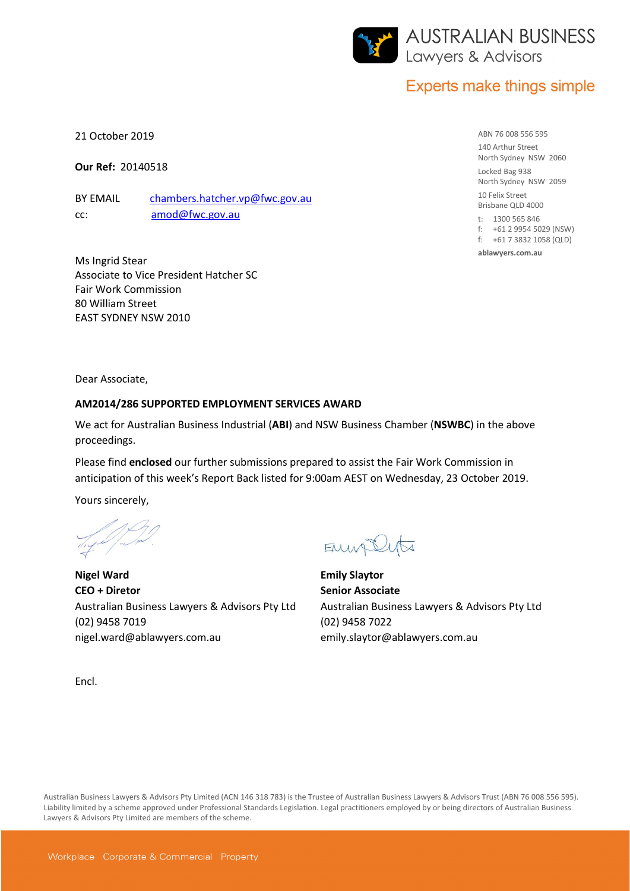**AUSTRALIAN BUSINESS**
Lawyers & Advisors

Experts make things simple

ABN 76 008 556 595
140 Arthur Street
North Sydney NSW 2060
Locked Bag 938
North Sydney NSW 2059
10 Felix Street
Brisbane QLD 4000
t: 1300 565 846
f: +61 2 9954 5029 (NSW)
f: +61 7 3832 1058 (QLD)
**ablawyers.com.au**

21 October 2019

**Our Ref:** 20140518

BY EMAIL chambers.hatcher.vp@fwc.gov.au
cc: amod@fwc.gov.au

Ms Ingrid Stear
Associate to Vice President Hatcher SC
Fair Work Commission
80 William Street
EAST SYDNEY NSW 2010

Dear Associate,

**AM2014/286 SUPPORTED EMPLOYMENT SERVICES AWARD**

We act for Australian Business Industrial (**ABI**) and NSW Business Chamber (**NSWBC**) in the above proceedings.

Please find **enclosed** our further submissions prepared to assist the Fair Work Commission in anticipation of this week's Report Back listed for 9:00am AEST on Wednesday, 23 October 2019.

Yours sincerely,

**Nigel Ward**
**CEO + Diretor**
Australian Business Lawyers & Advisors Pty Ltd
(02) 9458 7019
nigel.ward@ablawyers.com.au

**Emily Slaytor**
**Senior Associate**
Australian Business Lawyers & Advisors Pty Ltd
(02) 9458 7022
emily.slaytor@ablawyers.com.au

Encl.

Australian Business Lawyers & Advisors Pty Limited (ACN 146 318 783) is the Trustee of Australian Business Lawyers & Advisors Trust (ABN 76 008 556 595). Liability limited by a scheme approved under Professional Standards Legislation. Legal practitioners employed by or being directors of Australian Business Lawyers & Advisors Pty Limited are members of the scheme.

Workplace Corporate & Commercial Property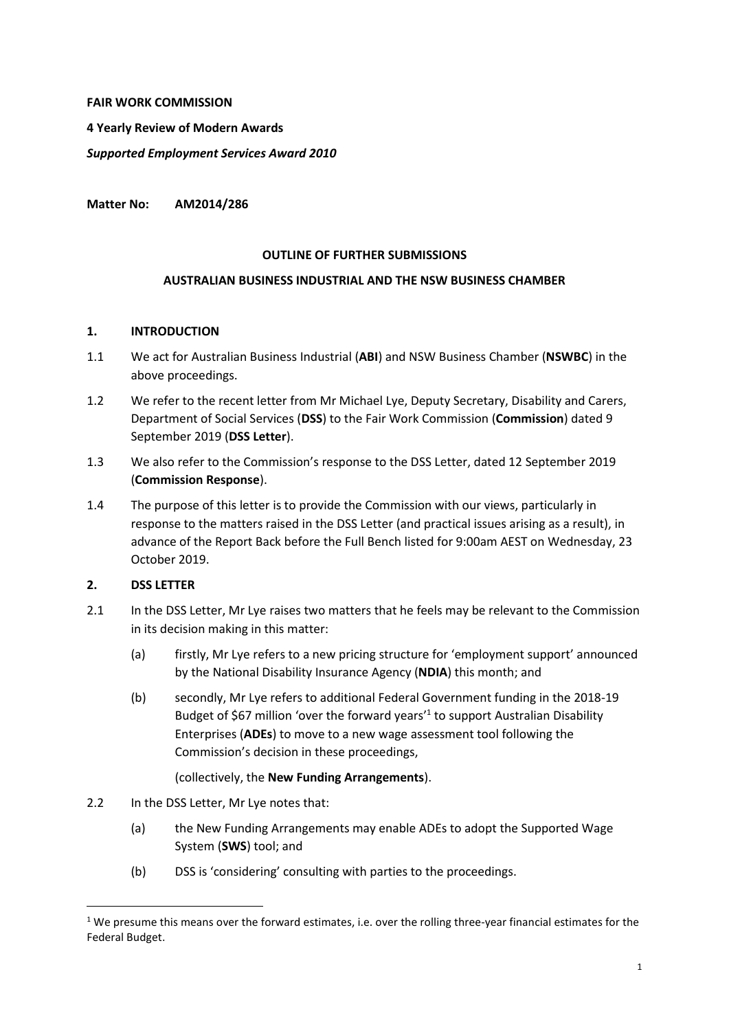**FAIR WORK COMMISSION**

**4 Yearly Review of Modern Awards**

***Supported Employment Services Award 2010***

**Matter No: AM2014/286**

**OUTLINE OF FURTHER SUBMISSIONS**

**AUSTRALIAN BUSINESS INDUSTRIAL AND THE NSW BUSINESS CHAMBER**

## 1. INTRODUCTION

1.1 We act for Australian Business Industrial (**ABI**) and NSW Business Chamber (**NSWBC**) in the above proceedings.

1.2 We refer to the recent letter from Mr Michael Lye, Deputy Secretary, Disability and Carers, Department of Social Services (**DSS**) to the Fair Work Commission (**Commission**) dated 9 September 2019 (**DSS Letter**).

1.3 We also refer to the Commission's response to the DSS Letter, dated 12 September 2019 (**Commission Response**).

1.4 The purpose of this letter is to provide the Commission with our views, particularly in response to the matters raised in the DSS Letter (and practical issues arising as a result), in advance of the Report Back before the Full Bench listed for 9:00am AEST on Wednesday, 23 October 2019.

## 2. DSS LETTER

2.1 In the DSS Letter, Mr Lye raises two matters that he feels may be relevant to the Commission in its decision making in this matter:

(a) firstly, Mr Lye refers to a new pricing structure for 'employment support' announced by the National Disability Insurance Agency (**NDIA**) this month; and

(b) secondly, Mr Lye refers to additional Federal Government funding in the 2018-19 Budget of $67 million 'over the forward years'[1] to support Australian Disability Enterprises (**ADEs**) to move to a new wage assessment tool following the Commission's decision in these proceedings,

(collectively, the **New Funding Arrangements**).

2.2 In the DSS Letter, Mr Lye notes that:

(a) the New Funding Arrangements may enable ADEs to adopt the Supported Wage System (**SWS**) tool; and

(b) DSS is 'considering' consulting with parties to the proceedings.

[1] We presume this means over the forward estimates, i.e. over the rolling three-year financial estimates for the Federal Budget.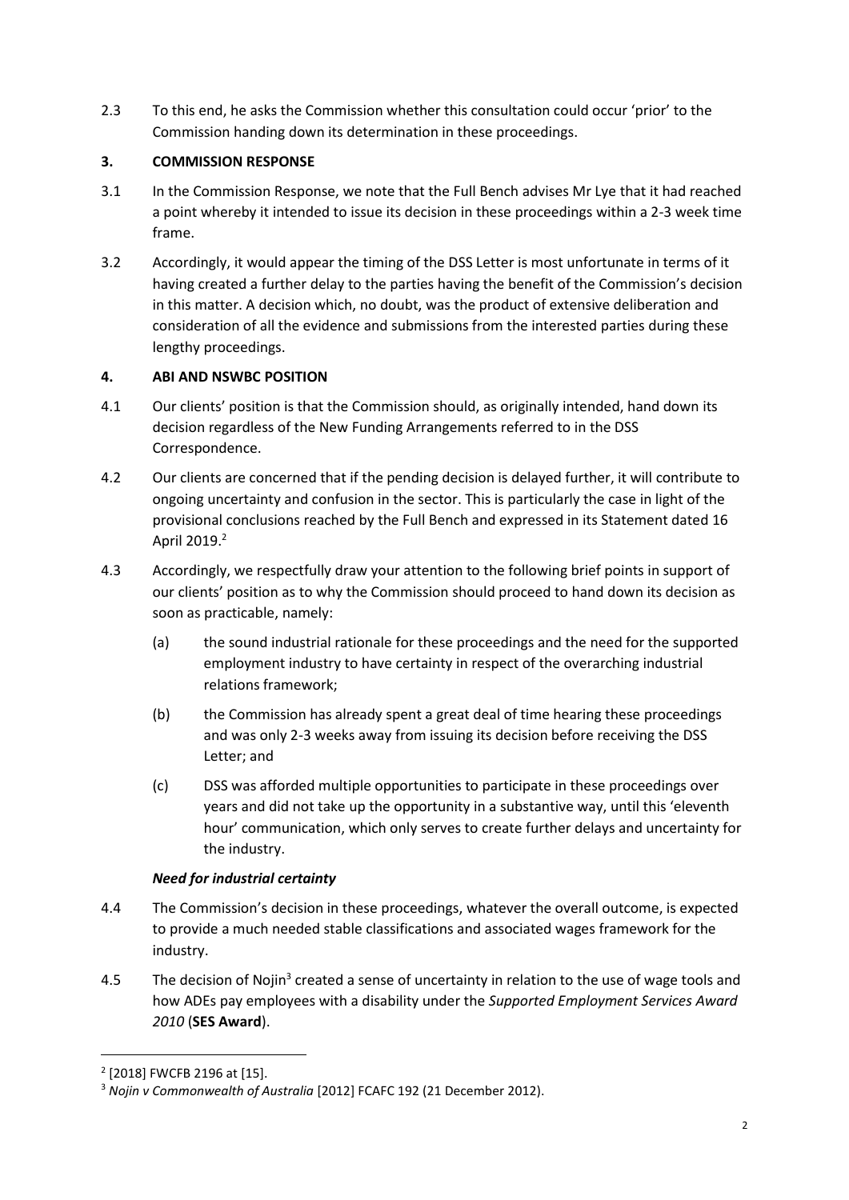2.3 To this end, he asks the Commission whether this consultation could occur 'prior' to the Commission handing down its determination in these proceedings.

## 3. COMMISSION RESPONSE

3.1 In the Commission Response, we note that the Full Bench advises Mr Lye that it had reached a point whereby it intended to issue its decision in these proceedings within a 2-3 week time frame.

3.2 Accordingly, it would appear the timing of the DSS Letter is most unfortunate in terms of it having created a further delay to the parties having the benefit of the Commission's decision in this matter. A decision which, no doubt, was the product of extensive deliberation and consideration of all the evidence and submissions from the interested parties during these lengthy proceedings.

## 4. ABI AND NSWBC POSITION

4.1 Our clients' position is that the Commission should, as originally intended, hand down its decision regardless of the New Funding Arrangements referred to in the DSS Correspondence.

4.2 Our clients are concerned that if the pending decision is delayed further, it will contribute to ongoing uncertainty and confusion in the sector. This is particularly the case in light of the provisional conclusions reached by the Full Bench and expressed in its Statement dated 16 April 2019.[2]

4.3 Accordingly, we respectfully draw your attention to the following brief points in support of our clients' position as to why the Commission should proceed to hand down its decision as soon as practicable, namely:

(a) the sound industrial rationale for these proceedings and the need for the supported employment industry to have certainty in respect of the overarching industrial relations framework;

(b) the Commission has already spent a great deal of time hearing these proceedings and was only 2-3 weeks away from issuing its decision before receiving the DSS Letter; and

(c) DSS was afforded multiple opportunities to participate in these proceedings over years and did not take up the opportunity in a substantive way, until this 'eleventh hour' communication, which only serves to create further delays and uncertainty for the industry.

### *Need for industrial certainty*

4.4 The Commission's decision in these proceedings, whatever the overall outcome, is expected to provide a much needed stable classifications and associated wages framework for the industry.

4.5 The decision of Nojin[3] created a sense of uncertainty in relation to the use of wage tools and how ADEs pay employees with a disability under the *Supported Employment Services Award 2010* (**SES Award**).

---

[2] [2018] FWCFB 2196 at [15].

[3] *Nojin v Commonwealth of Australia* [2012] FCAFC 192 (21 December 2012).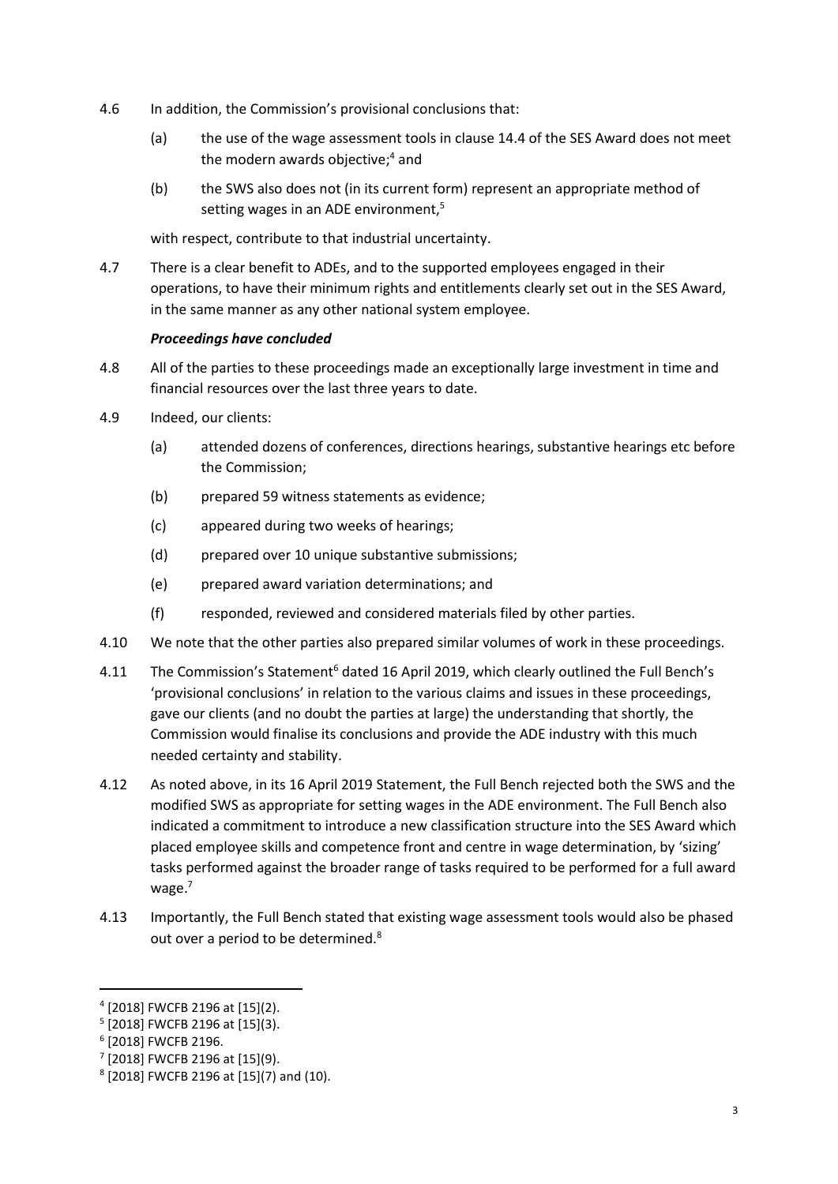4.6 In addition, the Commission's provisional conclusions that:

(a) the use of the wage assessment tools in clause 14.4 of the SES Award does not meet the modern awards objective;[4] and

(b) the SWS also does not (in its current form) represent an appropriate method of setting wages in an ADE environment,[5]

with respect, contribute to that industrial uncertainty.

4.7 There is a clear benefit to ADEs, and to the supported employees engaged in their operations, to have their minimum rights and entitlements clearly set out in the SES Award, in the same manner as any other national system employee.

***Proceedings have concluded***

4.8 All of the parties to these proceedings made an exceptionally large investment in time and financial resources over the last three years to date.

4.9 Indeed, our clients:

(a) attended dozens of conferences, directions hearings, substantive hearings etc before the Commission;

(b) prepared 59 witness statements as evidence;

(c) appeared during two weeks of hearings;

(d) prepared over 10 unique substantive submissions;

(e) prepared award variation determinations; and

(f) responded, reviewed and considered materials filed by other parties.

4.10 We note that the other parties also prepared similar volumes of work in these proceedings.

4.11 The Commission's Statement[6] dated 16 April 2019, which clearly outlined the Full Bench's 'provisional conclusions' in relation to the various claims and issues in these proceedings, gave our clients (and no doubt the parties at large) the understanding that shortly, the Commission would finalise its conclusions and provide the ADE industry with this much needed certainty and stability.

4.12 As noted above, in its 16 April 2019 Statement, the Full Bench rejected both the SWS and the modified SWS as appropriate for setting wages in the ADE environment. The Full Bench also indicated a commitment to introduce a new classification structure into the SES Award which placed employee skills and competence front and centre in wage determination, by 'sizing' tasks performed against the broader range of tasks required to be performed for a full award wage.[7]

4.13 Importantly, the Full Bench stated that existing wage assessment tools would also be phased out over a period to be determined.[8]

---

[4] [2018] FWCFB 2196 at [15](2).

[5] [2018] FWCFB 2196 at [15](3).

[6] [2018] FWCFB 2196.

[7] [2018] FWCFB 2196 at [15](9).

[8] [2018] FWCFB 2196 at [15](7) and (10).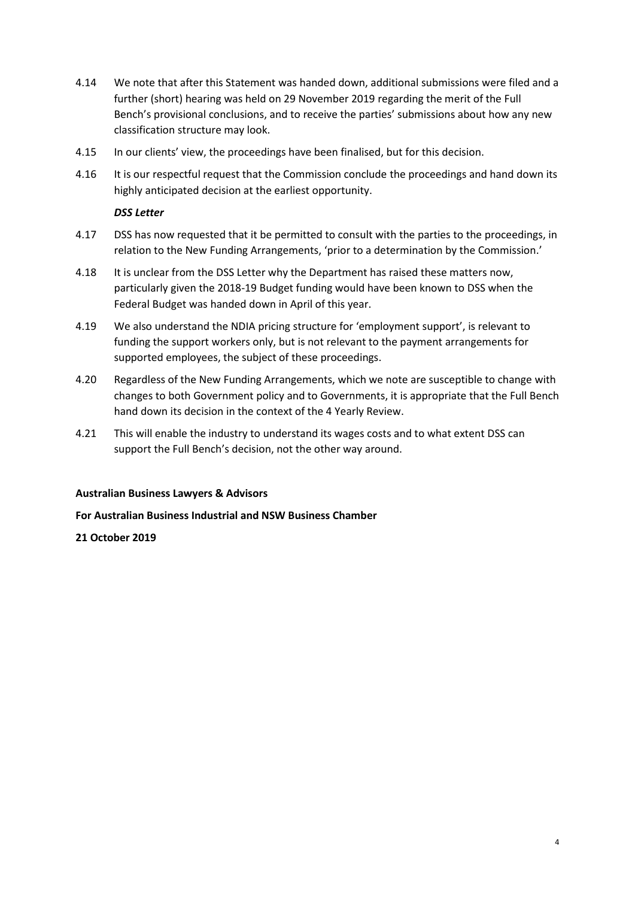4.14 We note that after this Statement was handed down, additional submissions were filed and a further (short) hearing was held on 29 November 2019 regarding the merit of the Full Bench's provisional conclusions, and to receive the parties' submissions about how any new classification structure may look.

4.15 In our clients' view, the proceedings have been finalised, but for this decision.

4.16 It is our respectful request that the Commission conclude the proceedings and hand down its highly anticipated decision at the earliest opportunity.

***DSS Letter***

4.17 DSS has now requested that it be permitted to consult with the parties to the proceedings, in relation to the New Funding Arrangements, 'prior to a determination by the Commission.'

4.18 It is unclear from the DSS Letter why the Department has raised these matters now, particularly given the 2018-19 Budget funding would have been known to DSS when the Federal Budget was handed down in April of this year.

4.19 We also understand the NDIA pricing structure for 'employment support', is relevant to funding the support workers only, but is not relevant to the payment arrangements for supported employees, the subject of these proceedings.

4.20 Regardless of the New Funding Arrangements, which we note are susceptible to change with changes to both Government policy and to Governments, it is appropriate that the Full Bench hand down its decision in the context of the 4 Yearly Review.

4.21 This will enable the industry to understand its wages costs and to what extent DSS can support the Full Bench's decision, not the other way around.

**Australian Business Lawyers & Advisors**

**For Australian Business Industrial and NSW Business Chamber**

**21 October 2019**